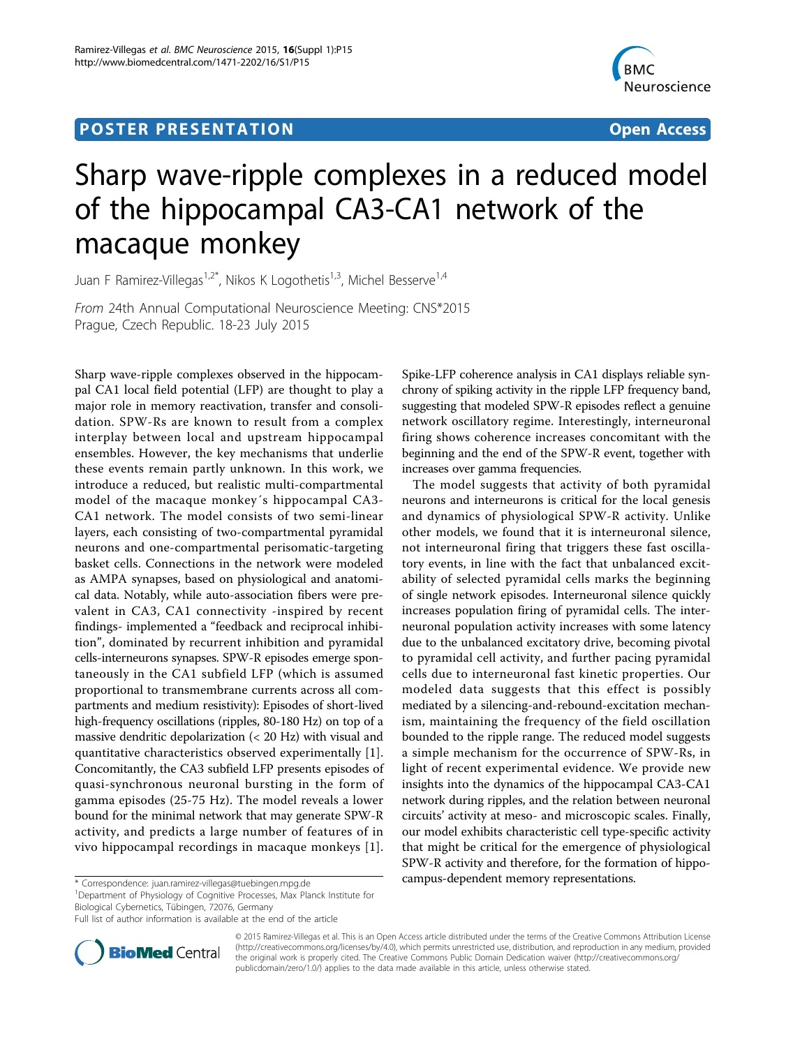**POSTER PRESENTATION** **Open Access**

# Sharp wave-ripple complexes in a reduced model of the hippocampal CA3-CA1 network of the macaque monkey

Juan F Ramirez-Villegas[1,2*], Nikos K Logothetis[1,3], Michel Besserve[1,4]

*From* 24th Annual Computational Neuroscience Meeting: CNS*2015
Prague, Czech Republic. 18-23 July 2015

Sharp wave-ripple complexes observed in the hippocampal CA1 local field potential (LFP) are thought to play a major role in memory reactivation, transfer and consolidation. SPW-Rs are known to result from a complex interplay between local and upstream hippocampal ensembles. However, the key mechanisms that underlie these events remain partly unknown. In this work, we introduce a reduced, but realistic multi-compartmental model of the macaque monkey´s hippocampal CA3-CA1 network. The model consists of two semi-linear layers, each consisting of two-compartmental pyramidal neurons and one-compartmental perisomatic-targeting basket cells. Connections in the network were modeled as AMPA synapses, based on physiological and anatomical data. Notably, while auto-association fibers were prevalent in CA3, CA1 connectivity -inspired by recent findings- implemented a "feedback and reciprocal inhibition", dominated by recurrent inhibition and pyramidal cells-interneurons synapses. SPW-R episodes emerge spontaneously in the CA1 subfield LFP (which is assumed proportional to transmembrane currents across all compartments and medium resistivity): Episodes of short-lived high-frequency oscillations (ripples, 80-180 Hz) on top of a massive dendritic depolarization (< 20 Hz) with visual and quantitative characteristics observed experimentally [1]. Concomitantly, the CA3 subfield LFP presents episodes of quasi-synchronous neuronal bursting in the form of gamma episodes (25-75 Hz). The model reveals a lower bound for the minimal network that may generate SPW-R activity, and predicts a large number of features of in vivo hippocampal recordings in macaque monkeys [1].

Spike-LFP coherence analysis in CA1 displays reliable synchrony of spiking activity in the ripple LFP frequency band, suggesting that modeled SPW-R episodes reflect a genuine network oscillatory regime. Interestingly, interneuronal firing shows coherence increases concomitant with the beginning and the end of the SPW-R event, together with increases over gamma frequencies.

The model suggests that activity of both pyramidal neurons and interneurons is critical for the local genesis and dynamics of physiological SPW-R activity. Unlike other models, we found that it is interneuronal silence, not interneuronal firing that triggers these fast oscillatory events, in line with the fact that unbalanced excitability of selected pyramidal cells marks the beginning of single network episodes. Interneuronal silence quickly increases population firing of pyramidal cells. The interneuronal population activity increases with some latency due to the unbalanced excitatory drive, becoming pivotal to pyramidal cell activity, and further pacing pyramidal cells due to interneuronal fast kinetic properties. Our modeled data suggests that this effect is possibly mediated by a silencing-and-rebound-excitation mechanism, maintaining the frequency of the field oscillation bounded to the ripple range. The reduced model suggests a simple mechanism for the occurrence of SPW-Rs, in light of recent experimental evidence. We provide new insights into the dynamics of the hippocampal CA3-CA1 network during ripples, and the relation between neuronal circuits' activity at meso- and microscopic scales. Finally, our model exhibits characteristic cell type-specific activity that might be critical for the emergence of physiological SPW-R activity and therefore, for the formation of hippocampus-dependent memory representations.

\* Correspondence: juan.ramirez-villegas@tuebingen.mpg.de
[1]Department of Physiology of Cognitive Processes, Max Planck Institute for Biological Cybernetics, Tübingen, 72076, Germany
Full list of author information is available at the end of the article

© 2015 Ramirez-Villegas et al. This is an Open Access article distributed under the terms of the Creative Commons Attribution License (http://creativecommons.org/licenses/by/4.0), which permits unrestricted use, distribution, and reproduction in any medium, provided the original work is properly cited. The Creative Commons Public Domain Dedication waiver (http://creativecommons.org/publicdomain/zero/1.0/) applies to the data made available in this article, unless otherwise stated.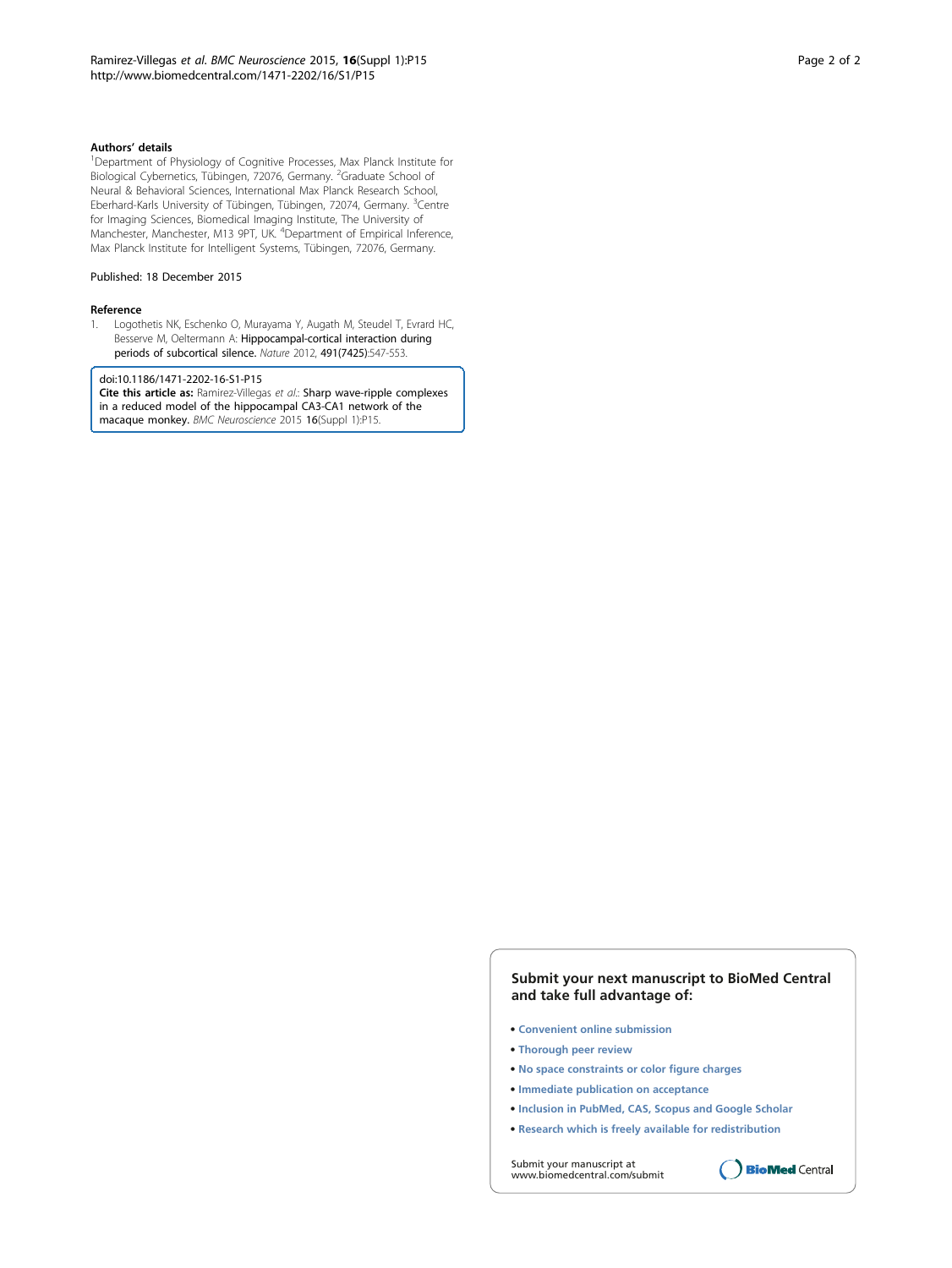### Authors' details

[1]Department of Physiology of Cognitive Processes, Max Planck Institute for Biological Cybernetics, Tübingen, 72076, Germany. [2]Graduate School of Neural & Behavioral Sciences, International Max Planck Research School, Eberhard-Karls University of Tübingen, Tübingen, 72074, Germany. [3]Centre for Imaging Sciences, Biomedical Imaging Institute, The University of Manchester, Manchester, M13 9PT, UK. [4]Department of Empirical Inference, Max Planck Institute for Intelligent Systems, Tübingen, 72076, Germany.

Published: 18 December 2015

### Reference

1. Logothetis NK, Eschenko O, Murayama Y, Augath M, Steudel T, Evrard HC, Besserve M, Oeltermann A: **Hippocampal-cortical interaction during periods of subcortical silence.** *Nature* 2012, **491(7425)**:547-553.

doi:10.1186/1471-2202-16-S1-P15
**Cite this article as:** Ramirez-Villegas *et al.*: Sharp wave-ripple complexes in a reduced model of the hippocampal CA3-CA1 network of the macaque monkey. *BMC Neuroscience* 2015 **16**(Suppl 1):P15.

**Submit your next manuscript to BioMed Central and take full advantage of:**

- **Convenient online submission**
- **Thorough peer review**
- **No space constraints or color figure charges**
- **Immediate publication on acceptance**
- **Inclusion in PubMed, CAS, Scopus and Google Scholar**
- **Research which is freely available for redistribution**

Submit your manuscript at
www.biomedcentral.com/submit

BioMed Central